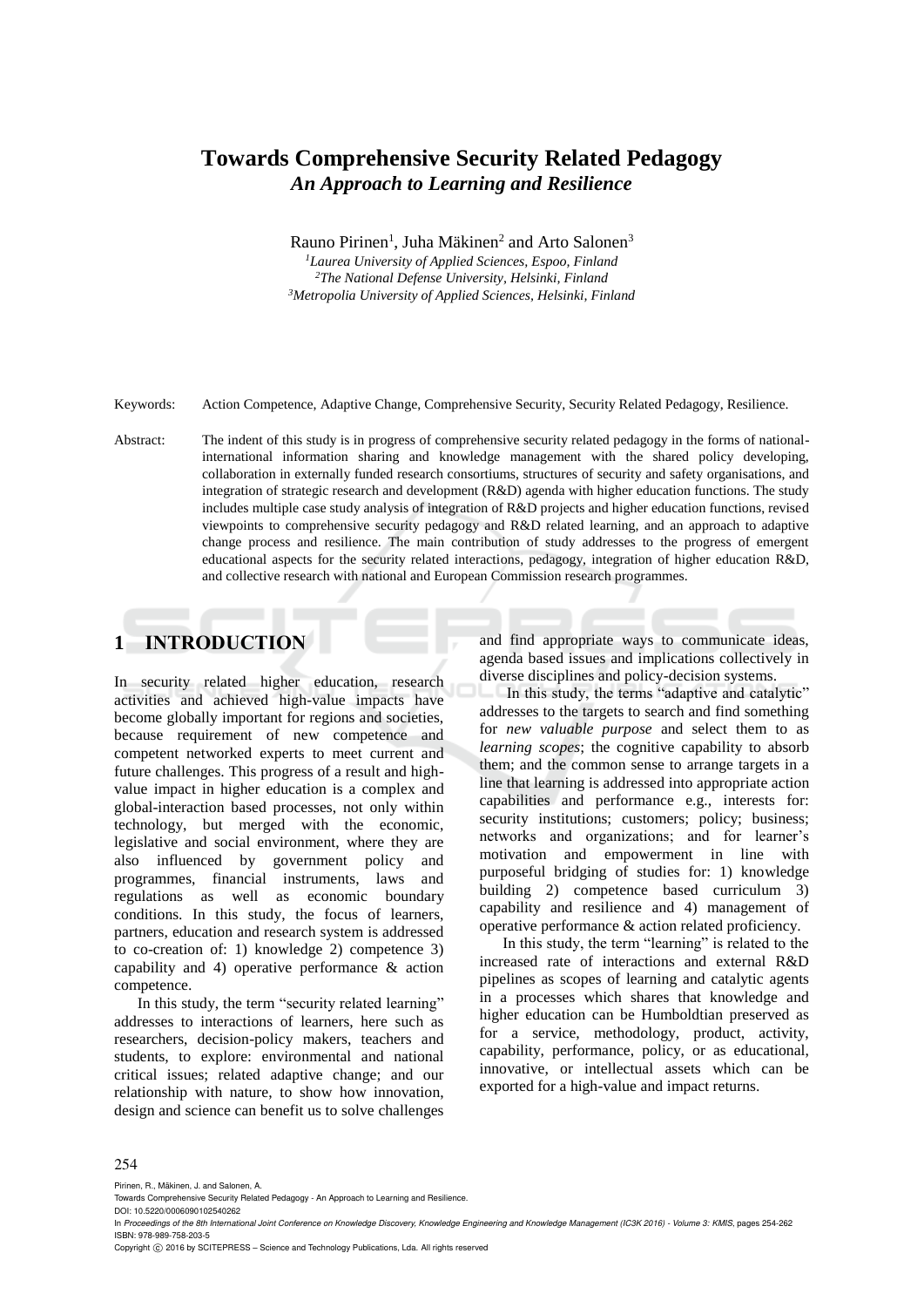# Towards Comprehensive Security Related Pedagogy

***An Approach to Learning and Resilience***

Rauno Pirinen[1], Juha Mäkinen[2] and Arto Salonen[3]

[1]*Laurea University of Applied Sciences, Espoo, Finland*
[2]*The National Defense University, Helsinki, Finland*
[3]*Metropolia University of Applied Sciences, Helsinki, Finland*

Keywords: Action Competence, Adaptive Change, Comprehensive Security, Security Related Pedagogy, Resilience.

Abstract: The indent of this study is in progress of comprehensive security related pedagogy in the forms of national-international information sharing and knowledge management with the shared policy developing, collaboration in externally funded research consortiums, structures of security and safety organisations, and integration of strategic research and development (R&D) agenda with higher education functions. The study includes multiple case study analysis of integration of R&D projects and higher education functions, revised viewpoints to comprehensive security pedagogy and R&D related learning, and an approach to adaptive change process and resilience. The main contribution of study addresses to the progress of emergent educational aspects for the security related interactions, pedagogy, integration of higher education R&D, and collective research with national and European Commission research programmes.

## 1 INTRODUCTION

In security related higher education, research activities and achieved high-value impacts have become globally important for regions and societies, because requirement of new competence and competent networked experts to meet current and future challenges. This progress of a result and high-value impact in higher education is a complex and global-interaction based processes, not only within technology, but merged with the economic, legislative and social environment, where they are also influenced by government policy and programmes, financial instruments, laws and regulations as well as economic boundary conditions. In this study, the focus of learners, partners, education and research system is addressed to co-creation of: 1) knowledge 2) competence 3) capability and 4) operative performance & action competence.

In this study, the term "security related learning" addresses to interactions of learners, here such as researchers, decision-policy makers, teachers and students, to explore: environmental and national critical issues; related adaptive change; and our relationship with nature, to show how innovation, design and science can benefit us to solve challenges and find appropriate ways to communicate ideas, agenda based issues and implications collectively in diverse disciplines and policy-decision systems.

In this study, the terms "adaptive and catalytic" addresses to the targets to search and find something for *new valuable purpose* and select them to as *learning scopes*; the cognitive capability to absorb them; and the common sense to arrange targets in a line that learning is addressed into appropriate action capabilities and performance e.g., interests for: security institutions; customers; policy; business; networks and organizations; and for learner's motivation and empowerment in line with purposeful bridging of studies for: 1) knowledge building 2) competence based curriculum 3) capability and resilience and 4) management of operative performance & action related proficiency.

In this study, the term "learning" is related to the increased rate of interactions and external R&D pipelines as scopes of learning and catalytic agents in a processes which shares that knowledge and higher education can be Humboldtian preserved as for a service, methodology, product, activity, capability, performance, policy, or as educational, innovative, or intellectual assets which can be exported for a high-value and impact returns.

Pirinen, R., Mäkinen, J. and Salonen, A.
Towards Comprehensive Security Related Pedagogy - An Approach to Learning and Resilience.
DOI: 10.5220/0006090102540262
In *Proceedings of the 8th International Joint Conference on Knowledge Discovery, Knowledge Engineering and Knowledge Management (IC3K 2016) - Volume 3: KMIS*, pages 254-262
ISBN: 978-989-758-203-5
Copyright © 2016 by SCITEPRESS – Science and Technology Publications, Lda. All rights reserved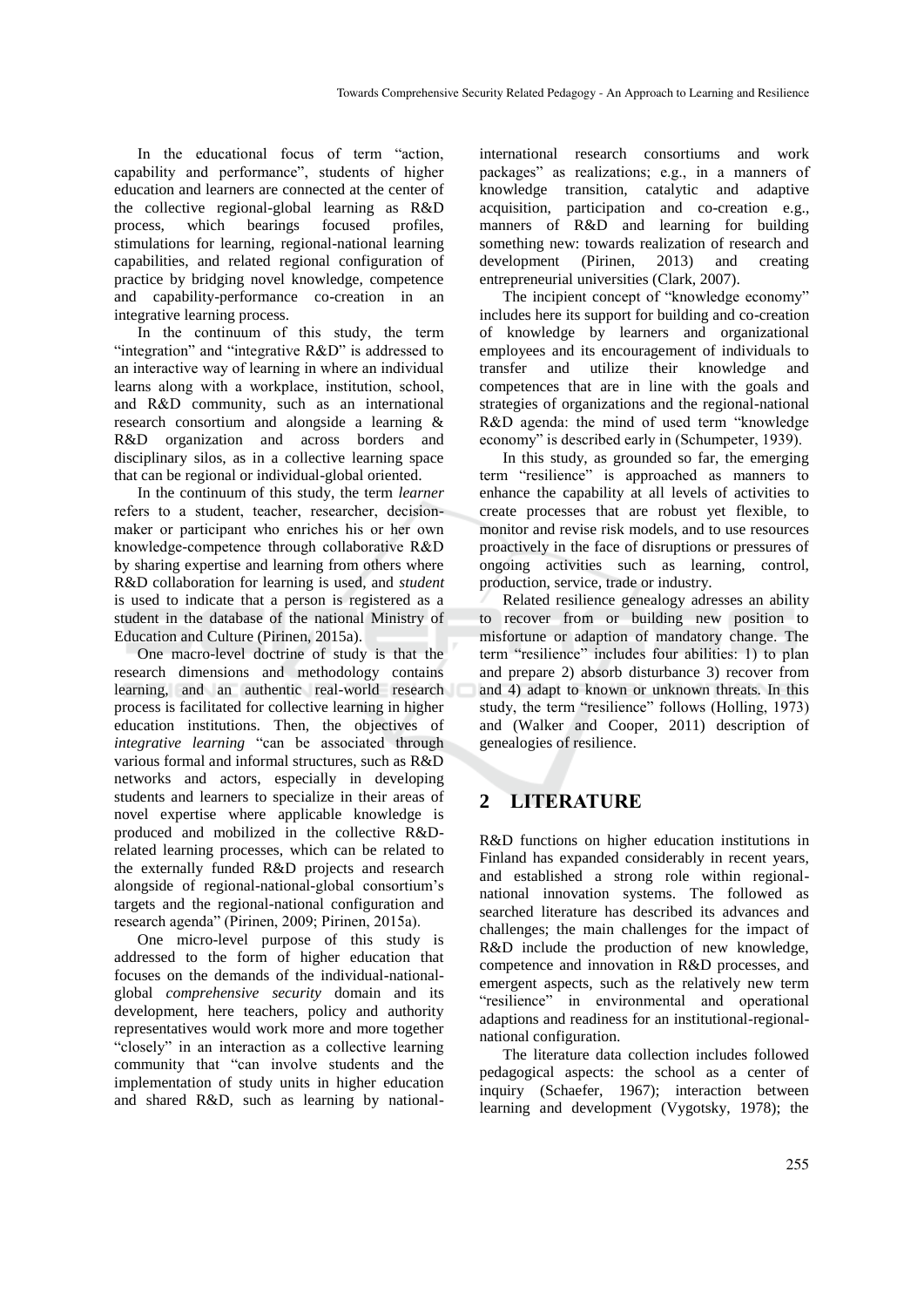In the educational focus of term "action, capability and performance", students of higher education and learners are connected at the center of the collective regional-global learning as R&D process, which bearings focused profiles, stimulations for learning, regional-national learning capabilities, and related regional configuration of practice by bridging novel knowledge, competence and capability-performance co-creation in an integrative learning process.

In the continuum of this study, the term "integration" and "integrative R&D" is addressed to an interactive way of learning in where an individual learns along with a workplace, institution, school, and R&D community, such as an international research consortium and alongside a learning & R&D organization and across borders and disciplinary silos, as in a collective learning space that can be regional or individual-global oriented.

In the continuum of this study, the term *learner* refers to a student, teacher, researcher, decision-maker or participant who enriches his or her own knowledge-competence through collaborative R&D by sharing expertise and learning from others where R&D collaboration for learning is used, and *student* is used to indicate that a person is registered as a student in the database of the national Ministry of Education and Culture (Pirinen, 2015a).

One macro-level doctrine of study is that the research dimensions and methodology contains learning, and an authentic real-world research process is facilitated for collective learning in higher education institutions. Then, the objectives of *integrative learning* "can be associated through various formal and informal structures, such as R&D networks and actors, especially in developing students and learners to specialize in their areas of novel expertise where applicable knowledge is produced and mobilized in the collective R&D-related learning processes, which can be related to the externally funded R&D projects and research alongside of regional-national-global consortium's targets and the regional-national configuration and research agenda" (Pirinen, 2009; Pirinen, 2015a).

One micro-level purpose of this study is addressed to the form of higher education that focuses on the demands of the individual-national-global *comprehensive security* domain and its development, here teachers, policy and authority representatives would work more and more together "closely" in an interaction as a collective learning community that "can involve students and the implementation of study units in higher education and shared R&D, such as learning by national-international research consortiums and work packages" as realizations; e.g., in a manners of knowledge transition, catalytic and adaptive acquisition, participation and co-creation e.g., manners of R&D and learning for building something new: towards realization of research and development (Pirinen, 2013) and creating entrepreneurial universities (Clark, 2007).

The incipient concept of "knowledge economy" includes here its support for building and co-creation of knowledge by learners and organizational employees and its encouragement of individuals to transfer and utilize their knowledge and competences that are in line with the goals and strategies of organizations and the regional-national R&D agenda: the mind of used term "knowledge economy" is described early in (Schumpeter, 1939).

In this study, as grounded so far, the emerging term "resilience" is approached as manners to enhance the capability at all levels of activities to create processes that are robust yet flexible, to monitor and revise risk models, and to use resources proactively in the face of disruptions or pressures of ongoing activities such as learning, control, production, service, trade or industry.

Related resilience genealogy adresses an ability to recover from or building new position to misfortune or adaption of mandatory change. The term "resilience" includes four abilities: 1) to plan and prepare 2) absorb disturbance 3) recover from and 4) adapt to known or unknown threats. In this study, the term "resilience" follows (Holling, 1973) and (Walker and Cooper, 2011) description of genealogies of resilience.

## 2 LITERATURE

R&D functions on higher education institutions in Finland has expanded considerably in recent years, and established a strong role within regional-national innovation systems. The followed as searched literature has described its advances and challenges; the main challenges for the impact of R&D include the production of new knowledge, competence and innovation in R&D processes, and emergent aspects, such as the relatively new term "resilience" in environmental and operational adaptions and readiness for an institutional-regional-national configuration.

The literature data collection includes followed pedagogical aspects: the school as a center of inquiry (Schaefer, 1967); interaction between learning and development (Vygotsky, 1978); the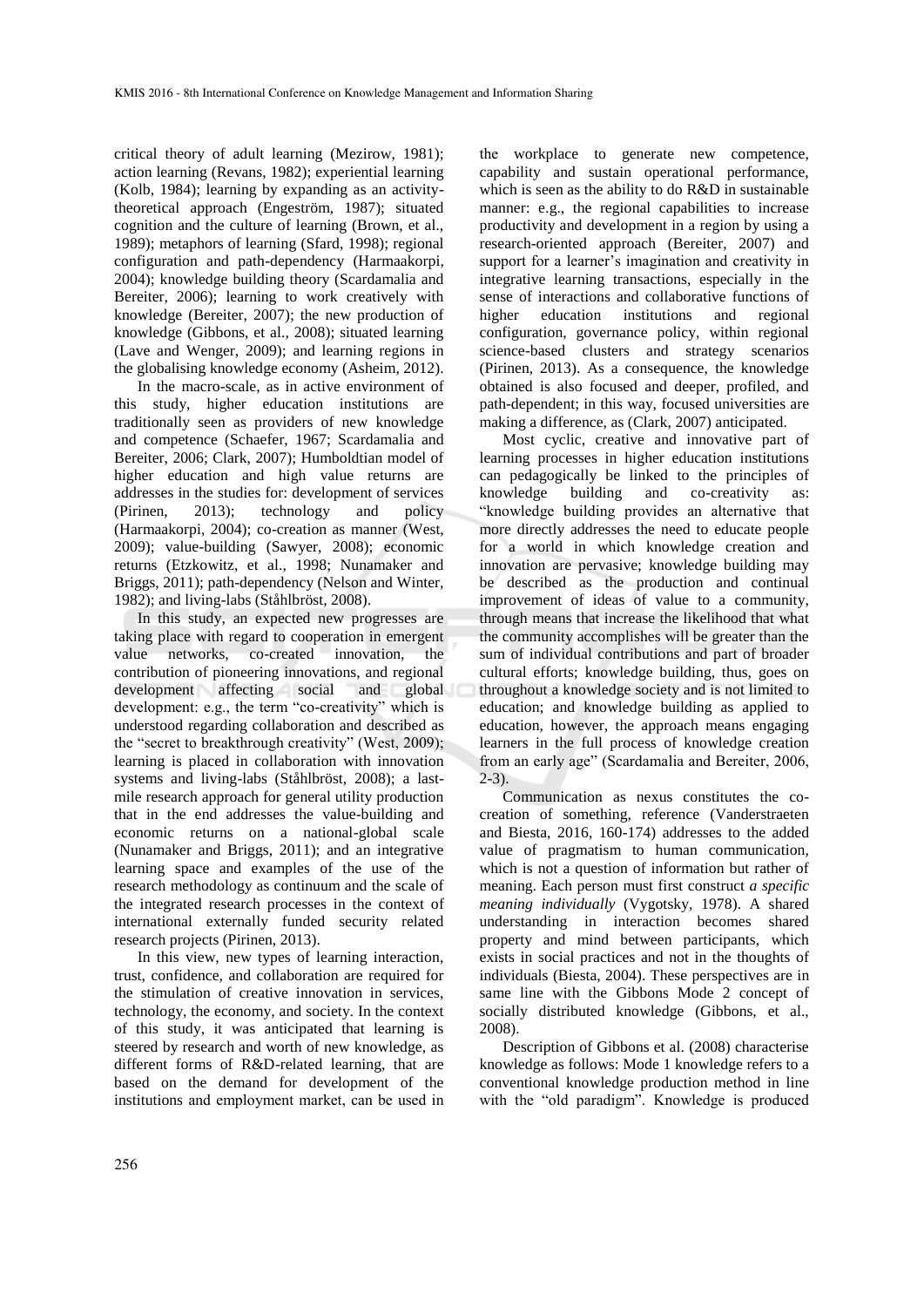critical theory of adult learning (Mezirow, 1981); action learning (Revans, 1982); experiential learning (Kolb, 1984); learning by expanding as an activity-theoretical approach (Engeström, 1987); situated cognition and the culture of learning (Brown, et al., 1989); metaphors of learning (Sfard, 1998); regional configuration and path-dependency (Harmaakorpi, 2004); knowledge building theory (Scardamalia and Bereiter, 2006); learning to work creatively with knowledge (Bereiter, 2007); the new production of knowledge (Gibbons, et al., 2008); situated learning (Lave and Wenger, 2009); and learning regions in the globalising knowledge economy (Asheim, 2012).

In the macro-scale, as in active environment of this study, higher education institutions are traditionally seen as providers of new knowledge and competence (Schaefer, 1967; Scardamalia and Bereiter, 2006; Clark, 2007); Humboldtian model of higher education and high value returns are addresses in the studies for: development of services (Pirinen, 2013); technology and policy (Harmaakorpi, 2004); co-creation as manner (West, 2009); value-building (Sawyer, 2008); economic returns (Etzkowitz, et al., 1998; Nunamaker and Briggs, 2011); path-dependency (Nelson and Winter, 1982); and living-labs (Ståhlbröst, 2008).

In this study, an expected new progresses are taking place with regard to cooperation in emergent value networks, co-created innovation, the contribution of pioneering innovations, and regional development affecting social and global development: e.g., the term "co-creativity" which is understood regarding collaboration and described as the "secret to breakthrough creativity" (West, 2009); learning is placed in collaboration with innovation systems and living-labs (Ståhlbröst, 2008); a last-mile research approach for general utility production that in the end addresses the value-building and economic returns on a national-global scale (Nunamaker and Briggs, 2011); and an integrative learning space and examples of the use of the research methodology as continuum and the scale of the integrated research processes in the context of international externally funded security related research projects (Pirinen, 2013).

In this view, new types of learning interaction, trust, confidence, and collaboration are required for the stimulation of creative innovation in services, technology, the economy, and society. In the context of this study, it was anticipated that learning is steered by research and worth of new knowledge, as different forms of R&D-related learning, that are based on the demand for development of the institutions and employment market, can be used in the workplace to generate new competence, capability and sustain operational performance, which is seen as the ability to do R&D in sustainable manner: e.g., the regional capabilities to increase productivity and development in a region by using a research-oriented approach (Bereiter, 2007) and support for a learner's imagination and creativity in integrative learning transactions, especially in the sense of interactions and collaborative functions of higher education institutions and regional configuration, governance policy, within regional science-based clusters and strategy scenarios (Pirinen, 2013). As a consequence, the knowledge obtained is also focused and deeper, profiled, and path-dependent; in this way, focused universities are making a difference, as (Clark, 2007) anticipated.

Most cyclic, creative and innovative part of learning processes in higher education institutions can pedagogically be linked to the principles of knowledge building and co-creativity as: "knowledge building provides an alternative that more directly addresses the need to educate people for a world in which knowledge creation and innovation are pervasive; knowledge building may be described as the production and continual improvement of ideas of value to a community, through means that increase the likelihood that what the community accomplishes will be greater than the sum of individual contributions and part of broader cultural efforts; knowledge building, thus, goes on throughout a knowledge society and is not limited to education; and knowledge building as applied to education, however, the approach means engaging learners in the full process of knowledge creation from an early age" (Scardamalia and Bereiter, 2006, 2-3).

Communication as nexus constitutes the co-creation of something, reference (Vanderstraeten and Biesta, 2016, 160-174) addresses to the added value of pragmatism to human communication, which is not a question of information but rather of meaning. Each person must first construct *a specific meaning individually* (Vygotsky, 1978). A shared understanding in interaction becomes shared property and mind between participants, which exists in social practices and not in the thoughts of individuals (Biesta, 2004). These perspectives are in same line with the Gibbons Mode 2 concept of socially distributed knowledge (Gibbons, et al., 2008).

Description of Gibbons et al. (2008) characterise knowledge as follows: Mode 1 knowledge refers to a conventional knowledge production method in line with the "old paradigm". Knowledge is produced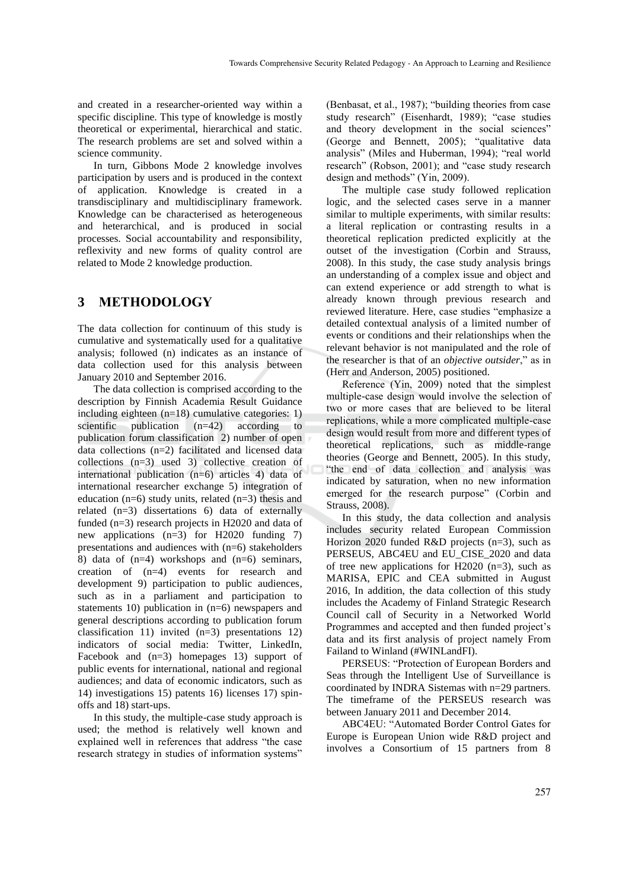and created in a researcher-oriented way within a specific discipline. This type of knowledge is mostly theoretical or experimental, hierarchical and static. The research problems are set and solved within a science community.

In turn, Gibbons Mode 2 knowledge involves participation by users and is produced in the context of application. Knowledge is created in a transdisciplinary and multidisciplinary framework. Knowledge can be characterised as heterogeneous and heterarchical, and is produced in social processes. Social accountability and responsibility, reflexivity and new forms of quality control are related to Mode 2 knowledge production.

## 3 METHODOLOGY

The data collection for continuum of this study is cumulative and systematically used for a qualitative analysis; followed (n) indicates as an instance of data collection used for this analysis between January 2010 and September 2016.

The data collection is comprised according to the description by Finnish Academia Result Guidance including eighteen (n=18) cumulative categories: 1) scientific publication (n=42) according to publication forum classification 2) number of open data collections (n=2) facilitated and licensed data collections (n=3) used 3) collective creation of international publication (n=6) articles 4) data of international researcher exchange 5) integration of education (n=6) study units, related (n=3) thesis and related (n=3) dissertations 6) data of externally funded (n=3) research projects in H2020 and data of new applications (n=3) for H2020 funding 7) presentations and audiences with (n=6) stakeholders 8) data of (n=4) workshops and (n=6) seminars, creation of (n=4) events for research and development 9) participation to public audiences, such as in a parliament and participation to statements 10) publication in (n=6) newspapers and general descriptions according to publication forum classification 11) invited (n=3) presentations 12) indicators of social media: Twitter, LinkedIn, Facebook and (n=3) homepages 13) support of public events for international, national and regional audiences; and data of economic indicators, such as 14) investigations 15) patents 16) licenses 17) spin-offs and 18) start-ups.

In this study, the multiple-case study approach is used; the method is relatively well known and explained well in references that address "the case research strategy in studies of information systems" (Benbasat, et al., 1987); "building theories from case study research" (Eisenhardt, 1989); "case studies and theory development in the social sciences" (George and Bennett, 2005); "qualitative data analysis" (Miles and Huberman, 1994); "real world research" (Robson, 2001); and "case study research design and methods" (Yin, 2009).

The multiple case study followed replication logic, and the selected cases serve in a manner similar to multiple experiments, with similar results: a literal replication or contrasting results in a theoretical replication predicted explicitly at the outset of the investigation (Corbin and Strauss, 2008). In this study, the case study analysis brings an understanding of a complex issue and object and can extend experience or add strength to what is already known through previous research and reviewed literature. Here, case studies "emphasize a detailed contextual analysis of a limited number of events or conditions and their relationships when the relevant behavior is not manipulated and the role of the researcher is that of an *objective outsider*," as in (Herr and Anderson, 2005) positioned.

Reference (Yin, 2009) noted that the simplest multiple-case design would involve the selection of two or more cases that are believed to be literal replications, while a more complicated multiple-case design would result from more and different types of theoretical replications, such as middle-range theories (George and Bennett, 2005). In this study, "the end of data collection and analysis was indicated by saturation, when no new information emerged for the research purpose" (Corbin and Strauss, 2008).

In this study, the data collection and analysis includes security related European Commission Horizon 2020 funded R&D projects (n=3), such as PERSEUS, ABC4EU and EU_CISE_2020 and data of tree new applications for H2020 (n=3), such as MARISA, EPIC and CEA submitted in August 2016, In addition, the data collection of this study includes the Academy of Finland Strategic Research Council call of Security in a Networked World Programmes and accepted and then funded project's data and its first analysis of project namely From Failand to Winland (#WINLandFI).

PERSEUS: "Protection of European Borders and Seas through the Intelligent Use of Surveillance is coordinated by INDRA Sistemas with n=29 partners. The timeframe of the PERSEUS research was between January 2011 and December 2014.

ABC4EU: "Automated Border Control Gates for Europe is European Union wide R&D project and involves a Consortium of 15 partners from 8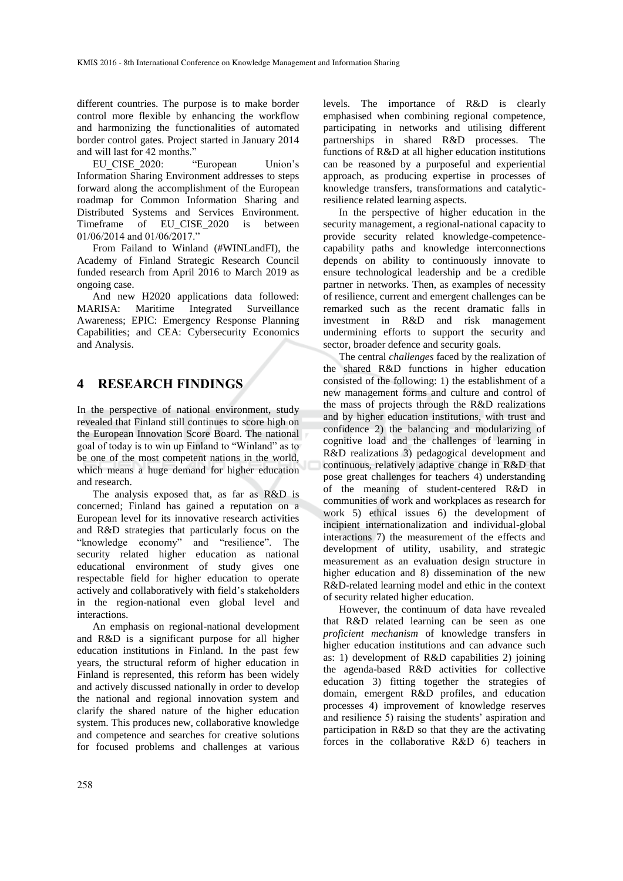different countries. The purpose is to make border control more flexible by enhancing the workflow and harmonizing the functionalities of automated border control gates. Project started in January 2014 and will last for 42 months."

EU_CISE_2020: "European Union's Information Sharing Environment addresses to steps forward along the accomplishment of the European roadmap for Common Information Sharing and Distributed Systems and Services Environment. Timeframe of EU_CISE_2020 is between 01/06/2014 and 01/06/2017."

From Failand to Winland (#WINLandFI), the Academy of Finland Strategic Research Council funded research from April 2016 to March 2019 as ongoing case.

And new H2020 applications data followed: MARISA: Maritime Integrated Surveillance Awareness; EPIC: Emergency Response Planning Capabilities; and CEA: Cybersecurity Economics and Analysis.

## 4 RESEARCH FINDINGS

In the perspective of national environment, study revealed that Finland still continues to score high on the European Innovation Score Board. The national goal of today is to win up Finland to "Winland" as to be one of the most competent nations in the world, which means a huge demand for higher education and research.

The analysis exposed that, as far as R&D is concerned; Finland has gained a reputation on a European level for its innovative research activities and R&D strategies that particularly focus on the "knowledge economy" and "resilience". The security related higher education as national educational environment of study gives one respectable field for higher education to operate actively and collaboratively with field's stakeholders in the region-national even global level and interactions.

An emphasis on regional-national development and R&D is a significant purpose for all higher education institutions in Finland. In the past few years, the structural reform of higher education in Finland is represented, this reform has been widely and actively discussed nationally in order to develop the national and regional innovation system and clarify the shared nature of the higher education system. This produces new, collaborative knowledge and competence and searches for creative solutions for focused problems and challenges at various levels. The importance of R&D is clearly emphasised when combining regional competence, participating in networks and utilising different partnerships in shared R&D processes. The functions of R&D at all higher education institutions can be reasoned by a purposeful and experiential approach, as producing expertise in processes of knowledge transfers, transformations and catalytic-resilience related learning aspects.

In the perspective of higher education in the security management, a regional-national capacity to provide security related knowledge-competence-capability paths and knowledge interconnections depends on ability to continuously innovate to ensure technological leadership and be a credible partner in networks. Then, as examples of necessity of resilience, current and emergent challenges can be remarked such as the recent dramatic falls in investment in R&D and risk management undermining efforts to support the security and sector, broader defence and security goals.

The central *challenges* faced by the realization of the shared R&D functions in higher education consisted of the following: 1) the establishment of a new management forms and culture and control of the mass of projects through the R&D realizations and by higher education institutions, with trust and confidence 2) the balancing and modularizing of cognitive load and the challenges of learning in R&D realizations 3) pedagogical development and continuous, relatively adaptive change in R&D that pose great challenges for teachers 4) understanding of the meaning of student-centered R&D in communities of work and workplaces as research for work 5) ethical issues 6) the development of incipient internationalization and individual-global interactions 7) the measurement of the effects and development of utility, usability, and strategic measurement as an evaluation design structure in higher education and 8) dissemination of the new R&D-related learning model and ethic in the context of security related higher education.

However, the continuum of data have revealed that R&D related learning can be seen as one *proficient mechanism* of knowledge transfers in higher education institutions and can advance such as: 1) development of R&D capabilities 2) joining the agenda-based R&D activities for collective education 3) fitting together the strategies of domain, emergent R&D profiles, and education processes 4) improvement of knowledge reserves and resilience 5) raising the students' aspiration and participation in R&D so that they are the activating forces in the collaborative R&D 6) teachers in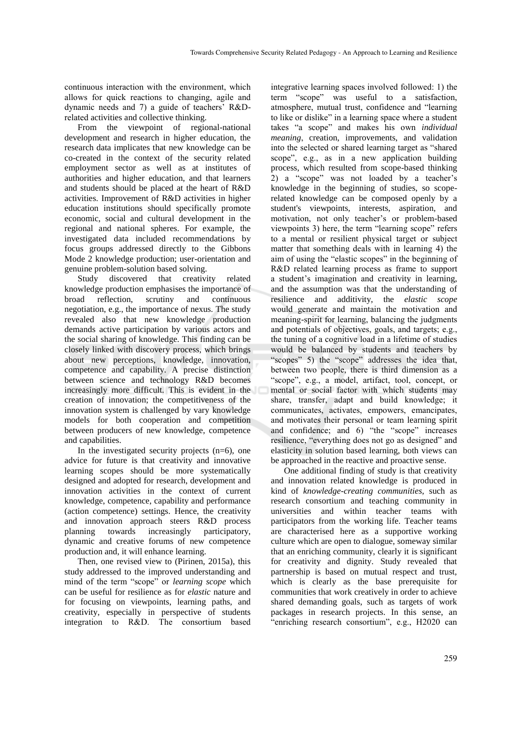continuous interaction with the environment, which allows for quick reactions to changing, agile and dynamic needs and 7) a guide of teachers' R&D-related activities and collective thinking.

From the viewpoint of regional-national development and research in higher education, the research data implicates that new knowledge can be co-created in the context of the security related employment sector as well as at institutes of authorities and higher education, and that learners and students should be placed at the heart of R&D activities. Improvement of R&D activities in higher education institutions should specifically promote economic, social and cultural development in the regional and national spheres. For example, the investigated data included recommendations by focus groups addressed directly to the Gibbons Mode 2 knowledge production; user-orientation and genuine problem-solution based solving.

Study discovered that creativity related knowledge production emphasises the importance of broad reflection, scrutiny and continuous negotiation, e.g., the importance of nexus. The study revealed also that new knowledge production demands active participation by various actors and the social sharing of knowledge. This finding can be closely linked with discovery process, which brings about new perceptions, knowledge, innovation, competence and capability. A precise distinction between science and technology R&D becomes increasingly more difficult. This is evident in the creation of innovation; the competitiveness of the innovation system is challenged by vary knowledge models for both cooperation and competition between producers of new knowledge, competence and capabilities.

In the investigated security projects (n=6), one advice for future is that creativity and innovative learning scopes should be more systematically designed and adopted for research, development and innovation activities in the context of current knowledge, competence, capability and performance (action competence) settings. Hence, the creativity and innovation approach steers R&D process planning towards increasingly participatory, dynamic and creative forums of new competence production and, it will enhance learning.

Then, one revised view to (Pirinen, 2015a), this study addressed to the improved understanding and mind of the term "scope" or *learning scope* which can be useful for resilience as for *elastic* nature and for focusing on viewpoints, learning paths, and creativity, especially in perspective of students integration to R&D. The consortium based integrative learning spaces involved followed: 1) the term "scope" was useful to a satisfaction, atmosphere, mutual trust, confidence and "learning to like or dislike" in a learning space where a student takes "a scope" and makes his own *individual meaning*, creation, improvements, and validation into the selected or shared learning target as "shared scope", e.g., as in a new application building process, which resulted from scope-based thinking 2) a "scope" was not loaded by a teacher's knowledge in the beginning of studies, so scope-related knowledge can be composed openly by a student's viewpoints, interests, aspiration, and motivation, not only teacher's or problem-based viewpoints 3) here, the term "learning scope" refers to a mental or resilient physical target or subject matter that something deals with in learning 4) the aim of using the "elastic scopes" in the beginning of R&D related learning process as frame to support a student's imagination and creativity in learning, and the assumption was that the understanding of resilience and additivity, the *elastic scope* would generate and maintain the motivation and meaning-spirit for learning, balancing the judgments and potentials of objectives, goals, and targets; e.g., the tuning of a cognitive load in a lifetime of studies would be balanced by students and teachers by "scopes" 5) the "scope" addresses the idea that, between two people, there is third dimension as a "scope", e.g., a model, artifact, tool, concept, or mental or social factor with which students may share, transfer, adapt and build knowledge; it communicates, activates, empowers, emancipates, and motivates their personal or team learning spirit and confidence; and 6) "the "scope" increases resilience, "everything does not go as designed" and elasticity in solution based learning, both views can be approached in the reactive and proactive sense.

One additional finding of study is that creativity and innovation related knowledge is produced in kind of *knowledge-creating communities*, such as research consortium and teaching community in universities and within teacher teams with participators from the working life. Teacher teams are characterised here as a supportive working culture which are open to dialogue, someway similar that an enriching community, clearly it is significant for creativity and dignity. Study revealed that partnership is based on mutual respect and trust, which is clearly as the base prerequisite for communities that work creatively in order to achieve shared demanding goals, such as targets of work packages in research projects. In this sense, an "enriching research consortium", e.g., H2020 can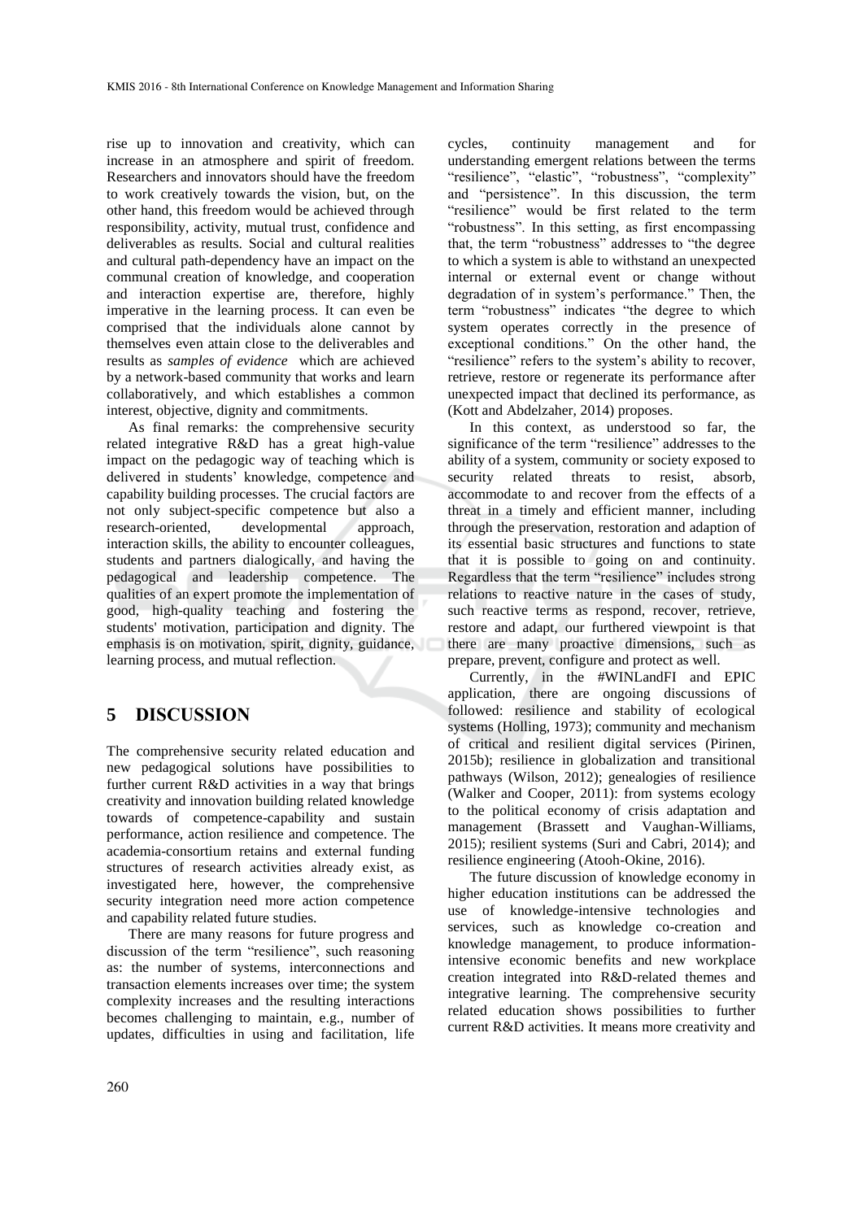rise up to innovation and creativity, which can increase in an atmosphere and spirit of freedom. Researchers and innovators should have the freedom to work creatively towards the vision, but, on the other hand, this freedom would be achieved through responsibility, activity, mutual trust, confidence and deliverables as results. Social and cultural realities and cultural path-dependency have an impact on the communal creation of knowledge, and cooperation and interaction expertise are, therefore, highly imperative in the learning process. It can even be comprised that the individuals alone cannot by themselves even attain close to the deliverables and results as *samples of evidence* which are achieved by a network-based community that works and learn collaboratively, and which establishes a common interest, objective, dignity and commitments.

As final remarks: the comprehensive security related integrative R&D has a great high-value impact on the pedagogic way of teaching which is delivered in students' knowledge, competence and capability building processes. The crucial factors are not only subject-specific competence but also a research-oriented, developmental approach, interaction skills, the ability to encounter colleagues, students and partners dialogically, and having the pedagogical and leadership competence. The qualities of an expert promote the implementation of good, high-quality teaching and fostering the students' motivation, participation and dignity. The emphasis is on motivation, spirit, dignity, guidance, learning process, and mutual reflection.

## 5 DISCUSSION

The comprehensive security related education and new pedagogical solutions have possibilities to further current R&D activities in a way that brings creativity and innovation building related knowledge towards of competence-capability and sustain performance, action resilience and competence. The academia-consortium retains and external funding structures of research activities already exist, as investigated here, however, the comprehensive security integration need more action competence and capability related future studies.

There are many reasons for future progress and discussion of the term "resilience", such reasoning as: the number of systems, interconnections and transaction elements increases over time; the system complexity increases and the resulting interactions becomes challenging to maintain, e.g., number of updates, difficulties in using and facilitation, life cycles, continuity management and for understanding emergent relations between the terms "resilience", "elastic", "robustness", "complexity" and "persistence". In this discussion, the term "resilience" would be first related to the term "robustness". In this setting, as first encompassing that, the term "robustness" addresses to "the degree to which a system is able to withstand an unexpected internal or external event or change without degradation of in system's performance." Then, the term "robustness" indicates "the degree to which system operates correctly in the presence of exceptional conditions." On the other hand, the "resilience" refers to the system's ability to recover, retrieve, restore or regenerate its performance after unexpected impact that declined its performance, as (Kott and Abdelzaher, 2014) proposes.

In this context, as understood so far, the significance of the term "resilience" addresses to the ability of a system, community or society exposed to security related threats to resist, absorb, accommodate to and recover from the effects of a threat in a timely and efficient manner, including through the preservation, restoration and adaption of its essential basic structures and functions to state that it is possible to going on and continuity. Regardless that the term "resilience" includes strong relations to reactive nature in the cases of study, such reactive terms as respond, recover, retrieve, restore and adapt, our furthered viewpoint is that there are many proactive dimensions, such as prepare, prevent, configure and protect as well.

Currently, in the #WINLandFI and EPIC application, there are ongoing discussions of followed: resilience and stability of ecological systems (Holling, 1973); community and mechanism of critical and resilient digital services (Pirinen, 2015b); resilience in globalization and transitional pathways (Wilson, 2012); genealogies of resilience (Walker and Cooper, 2011): from systems ecology to the political economy of crisis adaptation and management (Brassett and Vaughan-Williams, 2015); resilient systems (Suri and Cabri, 2014); and resilience engineering (Atooh-Okine, 2016).

The future discussion of knowledge economy in higher education institutions can be addressed the use of knowledge-intensive technologies and services, such as knowledge co-creation and knowledge management, to produce information-intensive economic benefits and new workplace creation integrated into R&D-related themes and integrative learning. The comprehensive security related education shows possibilities to further current R&D activities. It means more creativity and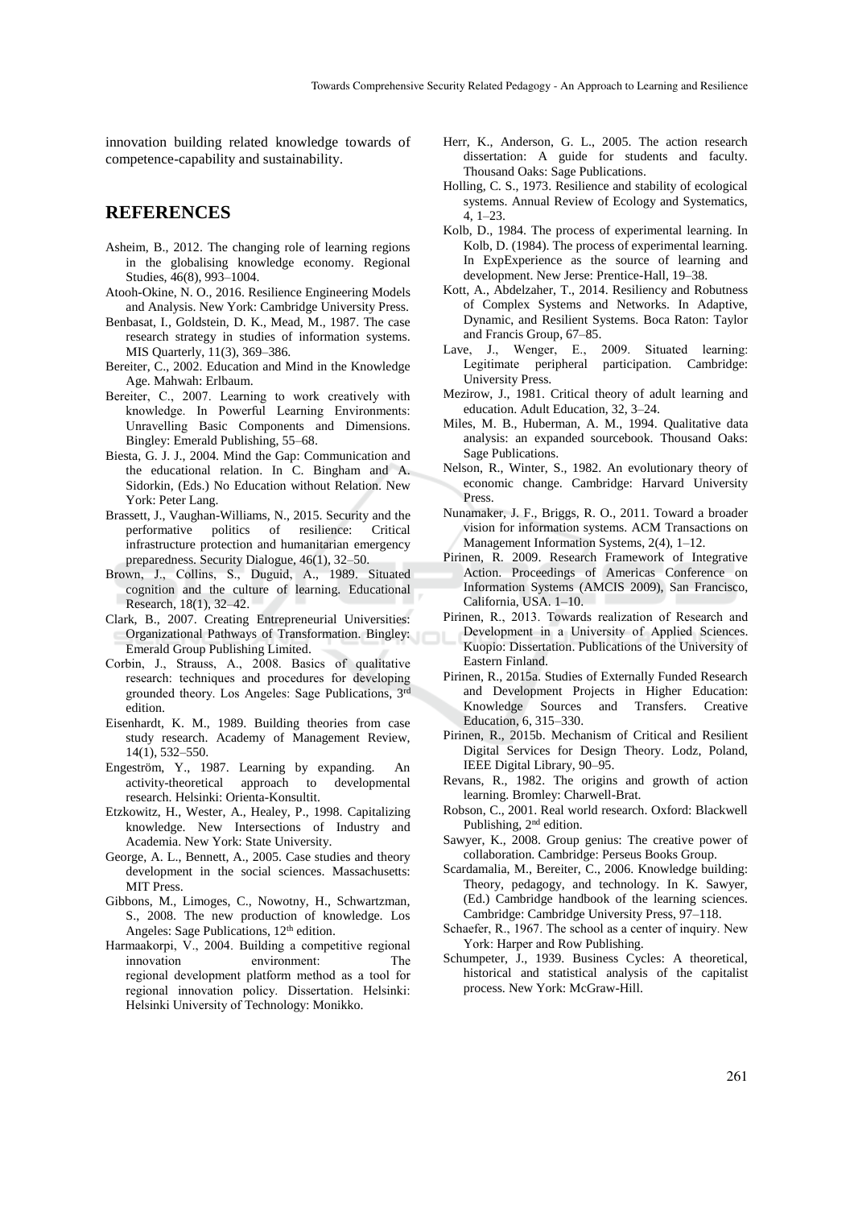innovation building related knowledge towards of competence-capability and sustainability.

## REFERENCES

Asheim, B., 2012. The changing role of learning regions in the globalising knowledge economy. Regional Studies, 46(8), 993–1004.

Atooh-Okine, N. O., 2016. Resilience Engineering Models and Analysis. New York: Cambridge University Press.

Benbasat, I., Goldstein, D. K., Mead, M., 1987. The case research strategy in studies of information systems. MIS Quarterly, 11(3), 369–386.

Bereiter, C., 2002. Education and Mind in the Knowledge Age. Mahwah: Erlbaum.

Bereiter, C., 2007. Learning to work creatively with knowledge. In Powerful Learning Environments: Unravelling Basic Components and Dimensions. Bingley: Emerald Publishing, 55–68.

Biesta, G. J. J., 2004. Mind the Gap: Communication and the educational relation. In C. Bingham and A. Sidorkin, (Eds.) No Education without Relation. New York: Peter Lang.

Brassett, J., Vaughan-Williams, N., 2015. Security and the performative politics of resilience: Critical infrastructure protection and humanitarian emergency preparedness. Security Dialogue, 46(1), 32–50.

Brown, J., Collins, S., Duguid, A., 1989. Situated cognition and the culture of learning. Educational Research, 18(1), 32–42.

Clark, B., 2007. Creating Entrepreneurial Universities: Organizational Pathways of Transformation. Bingley: Emerald Group Publishing Limited.

Corbin, J., Strauss, A., 2008. Basics of qualitative research: techniques and procedures for developing grounded theory. Los Angeles: Sage Publications, 3rd edition.

Eisenhardt, K. M., 1989. Building theories from case study research. Academy of Management Review, 14(1), 532–550.

Engeström, Y., 1987. Learning by expanding. An activity-theoretical approach to developmental research. Helsinki: Orienta-Konsultit.

Etzkowitz, H., Wester, A., Healey, P., 1998. Capitalizing knowledge. New Intersections of Industry and Academia. New York: State University.

George, A. L., Bennett, A., 2005. Case studies and theory development in the social sciences. Massachusetts: MIT Press.

Gibbons, M., Limoges, C., Nowotny, H., Schwartzman, S., 2008. The new production of knowledge. Los Angeles: Sage Publications, 12th edition.

Harmaakorpi, V., 2004. Building a competitive regional innovation environment: The regional development platform method as a tool for regional innovation policy. Dissertation. Helsinki: Helsinki University of Technology: Monikko.

Herr, K., Anderson, G. L., 2005. The action research dissertation: A guide for students and faculty. Thousand Oaks: Sage Publications.

Holling, C. S., 1973. Resilience and stability of ecological systems. Annual Review of Ecology and Systematics, 4, 1–23.

Kolb, D., 1984. The process of experimental learning. In Kolb, D. (1984). The process of experimental learning. In ExpExperience as the source of learning and development. New Jerse: Prentice-Hall, 19–38.

Kott, A., Abdelzaher, T., 2014. Resiliency and Robutness of Complex Systems and Networks. In Adaptive, Dynamic, and Resilient Systems. Boca Raton: Taylor and Francis Group, 67–85.

Lave, J., Wenger, E., 2009. Situated learning: Legitimate peripheral participation. Cambridge: University Press.

Mezirow, J., 1981. Critical theory of adult learning and education. Adult Education, 32, 3–24.

Miles, M. B., Huberman, A. M., 1994. Qualitative data analysis: an expanded sourcebook. Thousand Oaks: Sage Publications.

Nelson, R., Winter, S., 1982. An evolutionary theory of economic change. Cambridge: Harvard University Press.

Nunamaker, J. F., Briggs, R. O., 2011. Toward a broader vision for information systems. ACM Transactions on Management Information Systems, 2(4), 1–12.

Pirinen, R. 2009. Research Framework of Integrative Action. Proceedings of Americas Conference on Information Systems (AMCIS 2009), San Francisco, California, USA. 1–10.

Pirinen, R., 2013. Towards realization of Research and Development in a University of Applied Sciences. Kuopio: Dissertation. Publications of the University of Eastern Finland.

Pirinen, R., 2015a. Studies of Externally Funded Research and Development Projects in Higher Education: Knowledge Sources and Transfers. Creative Education, 6, 315–330.

Pirinen, R., 2015b. Mechanism of Critical and Resilient Digital Services for Design Theory. Lodz, Poland, IEEE Digital Library, 90–95.

Revans, R., 1982. The origins and growth of action learning. Bromley: Charwell-Brat.

Robson, C., 2001. Real world research. Oxford: Blackwell Publishing, 2nd edition.

Sawyer, K., 2008. Group genius: The creative power of collaboration. Cambridge: Perseus Books Group.

Scardamalia, M., Bereiter, C., 2006. Knowledge building: Theory, pedagogy, and technology. In K. Sawyer, (Ed.) Cambridge handbook of the learning sciences. Cambridge: Cambridge University Press, 97–118.

Schaefer, R., 1967. The school as a center of inquiry. New York: Harper and Row Publishing.

Schumpeter, J., 1939. Business Cycles: A theoretical, historical and statistical analysis of the capitalist process. New York: McGraw-Hill.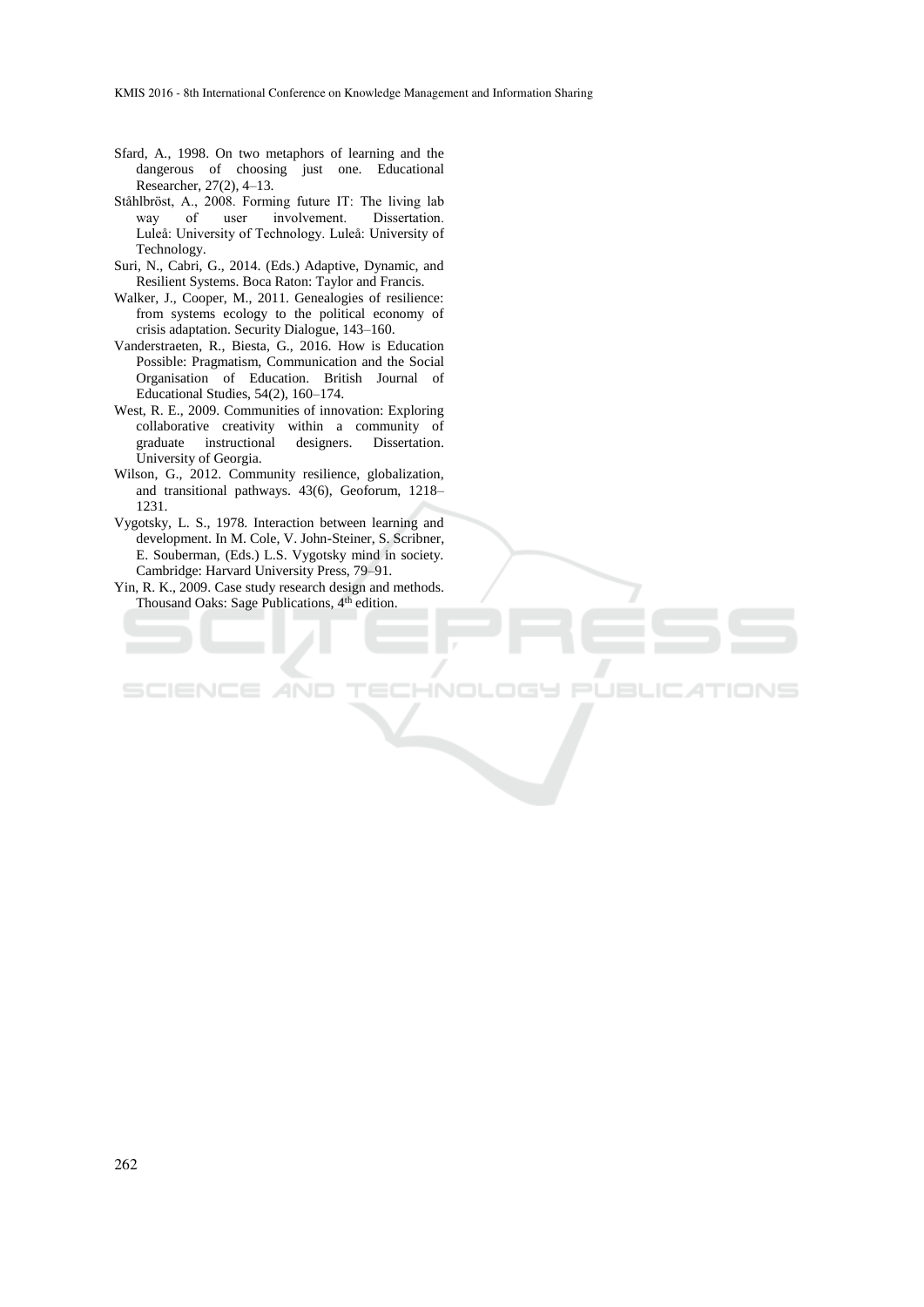Sfard, A., 1998. On two metaphors of learning and the dangerous of choosing just one. Educational Researcher, 27(2), 4–13.

Ståhlbröst, A., 2008. Forming future IT: The living lab way of user involvement. Dissertation. Luleå: University of Technology. Luleå: University of Technology.

Suri, N., Cabri, G., 2014. (Eds.) Adaptive, Dynamic, and Resilient Systems. Boca Raton: Taylor and Francis.

Walker, J., Cooper, M., 2011. Genealogies of resilience: from systems ecology to the political economy of crisis adaptation. Security Dialogue, 143–160.

Vanderstraeten, R., Biesta, G., 2016. How is Education Possible: Pragmatism, Communication and the Social Organisation of Education. British Journal of Educational Studies, 54(2), 160–174.

West, R. E., 2009. Communities of innovation: Exploring collaborative creativity within a community of graduate instructional designers. Dissertation. University of Georgia.

Wilson, G., 2012. Community resilience, globalization, and transitional pathways. 43(6), Geoforum, 1218–1231.

Vygotsky, L. S., 1978. Interaction between learning and development. In M. Cole, V. John-Steiner, S. Scribner, E. Souberman, (Eds.) L.S. Vygotsky mind in society. Cambridge: Harvard University Press, 79–91.

Yin, R. K., 2009. Case study research design and methods. Thousand Oaks: Sage Publications, 4th edition.